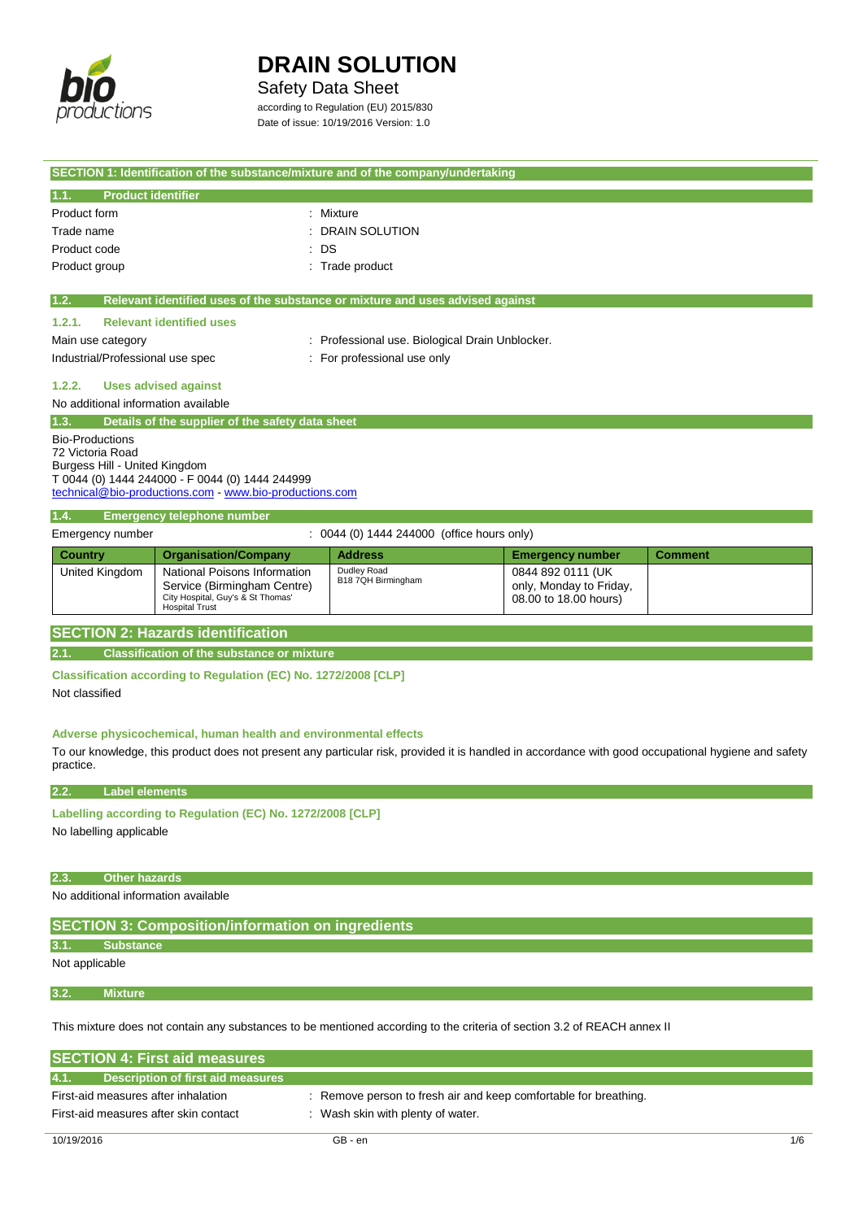# DRAIN SOLUTION

Safety Data Sheet

according to Regulation (EU) 2015/830

Date of issue: 10/19/2016 Version: 1.0

## SECTION 1: Identification of the substance/mixture and of the company/undertaking

### 1.1. Product identifier

Product form : Mixture

Trade name : DRAIN SOLUTION

Product code : DS

Product group : Trade product

### 1.2. Relevant identified uses of the substance or mixture and uses advised against

#### 1.2.1. Relevant identified uses

Main use category : Professional use. Biological Drain Unblocker.

Industrial/Professional use spec : For professional use only

#### 1.2.2. Uses advised against

No additional information available

### 1.3. Details of the supplier of the safety data sheet

Bio-Productions
72 Victoria Road
Burgess Hill - United Kingdom
T 0044 (0) 1444 244000 - F 0044 (0) 1444 244999
technical@bio-productions.com - www.bio-productions.com

### 1.4. Emergency telephone number

Emergency number : 0044 (0) 1444 244000 (office hours only)

| Country | Organisation/Company | Address | Emergency number | Comment |
|---|---|---|---|---|
| United Kingdom | National Poisons Information Service (Birmingham Centre) City Hospital, Guy's & St Thomas' Hospital Trust | Dudley Road B18 7QH Birmingham | 0844 892 0111 (UK only, Monday to Friday, 08.00 to 18.00 hours) | |

## SECTION 2: Hazards identification

### 2.1. Classification of the substance or mixture

**Classification according to Regulation (EC) No. 1272/2008 [CLP]**

Not classified

**Adverse physicochemical, human health and environmental effects**

To our knowledge, this product does not present any particular risk, provided it is handled in accordance with good occupational hygiene and safety practice.

### 2.2. Label elements

**Labelling according to Regulation (EC) No. 1272/2008 [CLP]**

No labelling applicable

### 2.3. Other hazards

No additional information available

## SECTION 3: Composition/information on ingredients

### 3.1. Substance

Not applicable

### 3.2. Mixture

This mixture does not contain any substances to be mentioned according to the criteria of section 3.2 of REACH annex II

## SECTION 4: First aid measures

### 4.1. Description of first aid measures

First-aid measures after inhalation : Remove person to fresh air and keep comfortable for breathing.

First-aid measures after skin contact : Wash skin with plenty of water.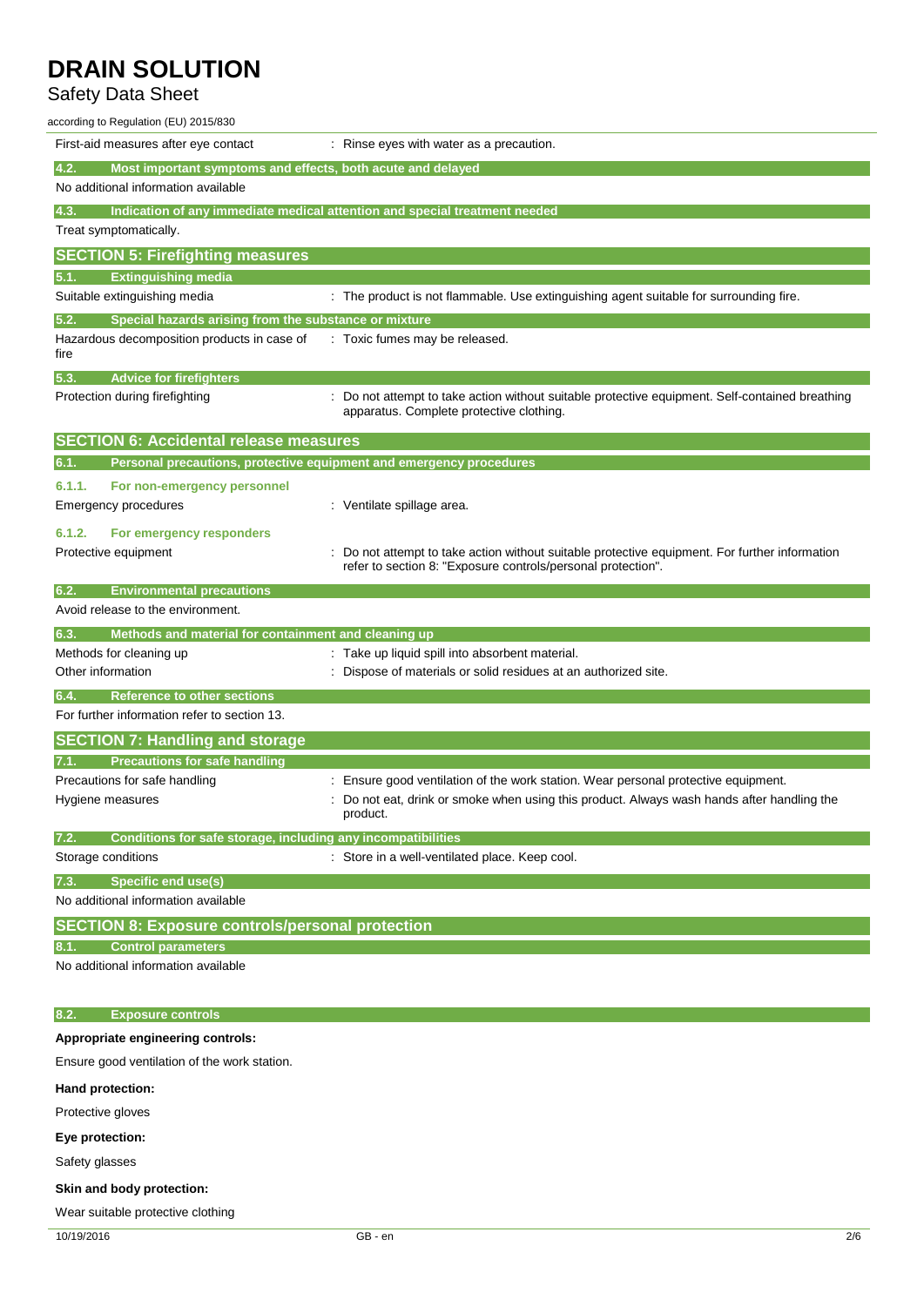| | |
|---|---|
| First-aid measures after eye contact | : Rinse eyes with water as a precaution. |

### 4.2. Most important symptoms and effects, both acute and delayed

No additional information available

### 4.3. Indication of any immediate medical attention and special treatment needed

Treat symptomatically.

## SECTION 5: Firefighting measures

### 5.1. Extinguishing media

| | |
|---|---|
| Suitable extinguishing media | : The product is not flammable. Use extinguishing agent suitable for surrounding fire. |

### 5.2. Special hazards arising from the substance or mixture

| | |
|---|---|
| Hazardous decomposition products in case of fire | : Toxic fumes may be released. |

### 5.3. Advice for firefighters

| | |
|---|---|
| Protection during firefighting | : Do not attempt to take action without suitable protective equipment. Self-contained breathing apparatus. Complete protective clothing. |

## SECTION 6: Accidental release measures

### 6.1. Personal precautions, protective equipment and emergency procedures

#### 6.1.1. For non-emergency personnel

| | |
|---|---|
| Emergency procedures | : Ventilate spillage area. |

#### 6.1.2. For emergency responders

| | |
|---|---|
| Protective equipment | : Do not attempt to take action without suitable protective equipment. For further information refer to section 8: "Exposure controls/personal protection". |

### 6.2. Environmental precautions

Avoid release to the environment.

### 6.3. Methods and material for containment and cleaning up

| | |
|---|---|
| Methods for cleaning up | : Take up liquid spill into absorbent material. |
| Other information | : Dispose of materials or solid residues at an authorized site. |

### 6.4. Reference to other sections

For further information refer to section 13.

## SECTION 7: Handling and storage

### 7.1. Precautions for safe handling

| | |
|---|---|
| Precautions for safe handling | : Ensure good ventilation of the work station. Wear personal protective equipment. |
| Hygiene measures | : Do not eat, drink or smoke when using this product. Always wash hands after handling the product. |

### 7.2. Conditions for safe storage, including any incompatibilities

| | |
|---|---|
| Storage conditions | : Store in a well-ventilated place. Keep cool. |

### 7.3. Specific end use(s)

No additional information available

## SECTION 8: Exposure controls/personal protection

### 8.1. Control parameters

No additional information available

### 8.2. Exposure controls

**Appropriate engineering controls:**

Ensure good ventilation of the work station.

**Hand protection:**

Protective gloves

**Eye protection:**

Safety glasses

**Skin and body protection:**

Wear suitable protective clothing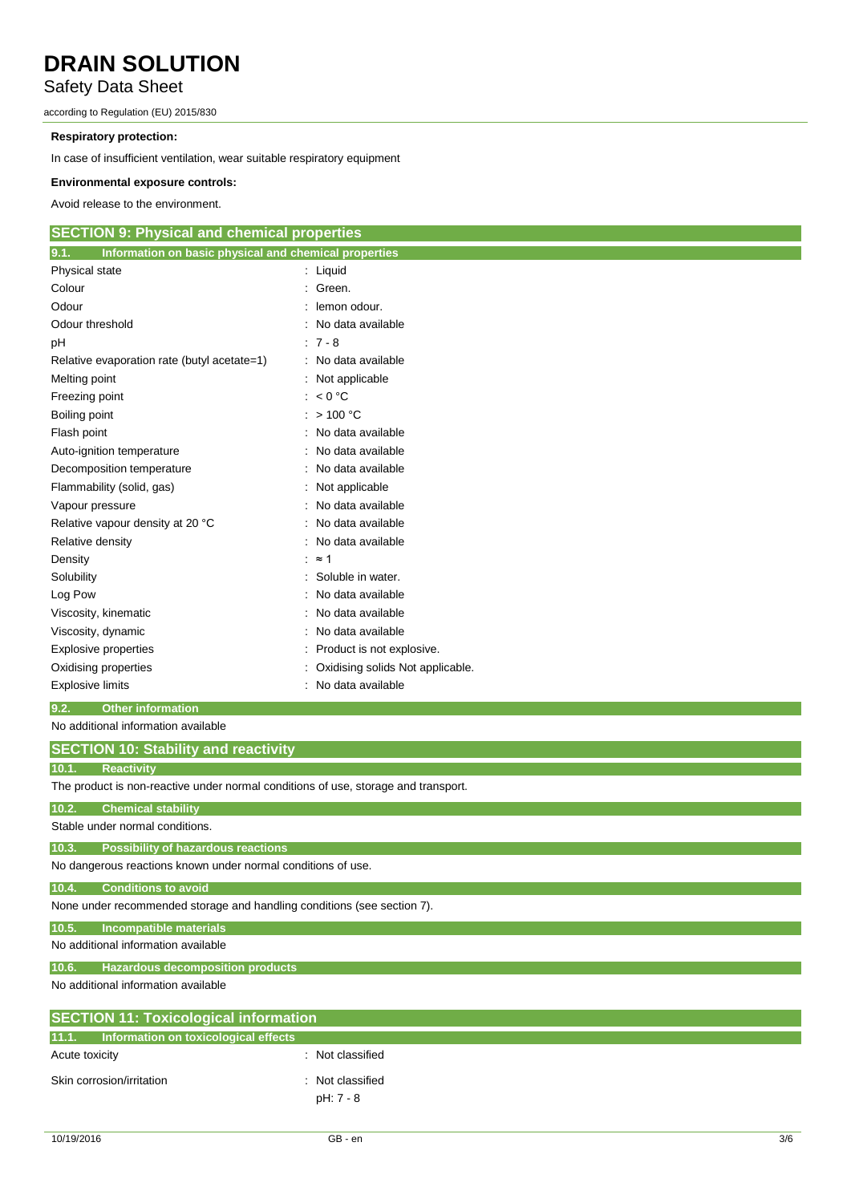**Respiratory protection:**

In case of insufficient ventilation, wear suitable respiratory equipment

**Environmental exposure controls:**

Avoid release to the environment.

## SECTION 9: Physical and chemical properties

### 9.1. Information on basic physical and chemical properties

| Property | Value |
|---|---|
| Physical state | : Liquid |
| Colour | : Green. |
| Odour | : lemon odour. |
| Odour threshold | : No data available |
| pH | : 7 - 8 |
| Relative evaporation rate (butyl acetate=1) | : No data available |
| Melting point | : Not applicable |
| Freezing point | : < 0 °C |
| Boiling point | : > 100 °C |
| Flash point | : No data available |
| Auto-ignition temperature | : No data available |
| Decomposition temperature | : No data available |
| Flammability (solid, gas) | : Not applicable |
| Vapour pressure | : No data available |
| Relative vapour density at 20 °C | : No data available |
| Relative density | : No data available |
| Density | : ≈ 1 |
| Solubility | : Soluble in water. |
| Log Pow | : No data available |
| Viscosity, kinematic | : No data available |
| Viscosity, dynamic | : No data available |
| Explosive properties | : Product is not explosive. |
| Oxidising properties | : Oxidising solids Not applicable. |
| Explosive limits | : No data available |

### 9.2. Other information

No additional information available

## SECTION 10: Stability and reactivity

### 10.1. Reactivity

The product is non-reactive under normal conditions of use, storage and transport.

### 10.2. Chemical stability

Stable under normal conditions.

### 10.3. Possibility of hazardous reactions

No dangerous reactions known under normal conditions of use.

### 10.4. Conditions to avoid

None under recommended storage and handling conditions (see section 7).

### 10.5. Incompatible materials

No additional information available

### 10.6. Hazardous decomposition products

No additional information available

## SECTION 11: Toxicological information

### 11.1. Information on toxicological effects

| Property | Value |
|---|---|
| Acute toxicity | : Not classified |
| Skin corrosion/irritation | : Not classified<br>pH: 7 - 8 |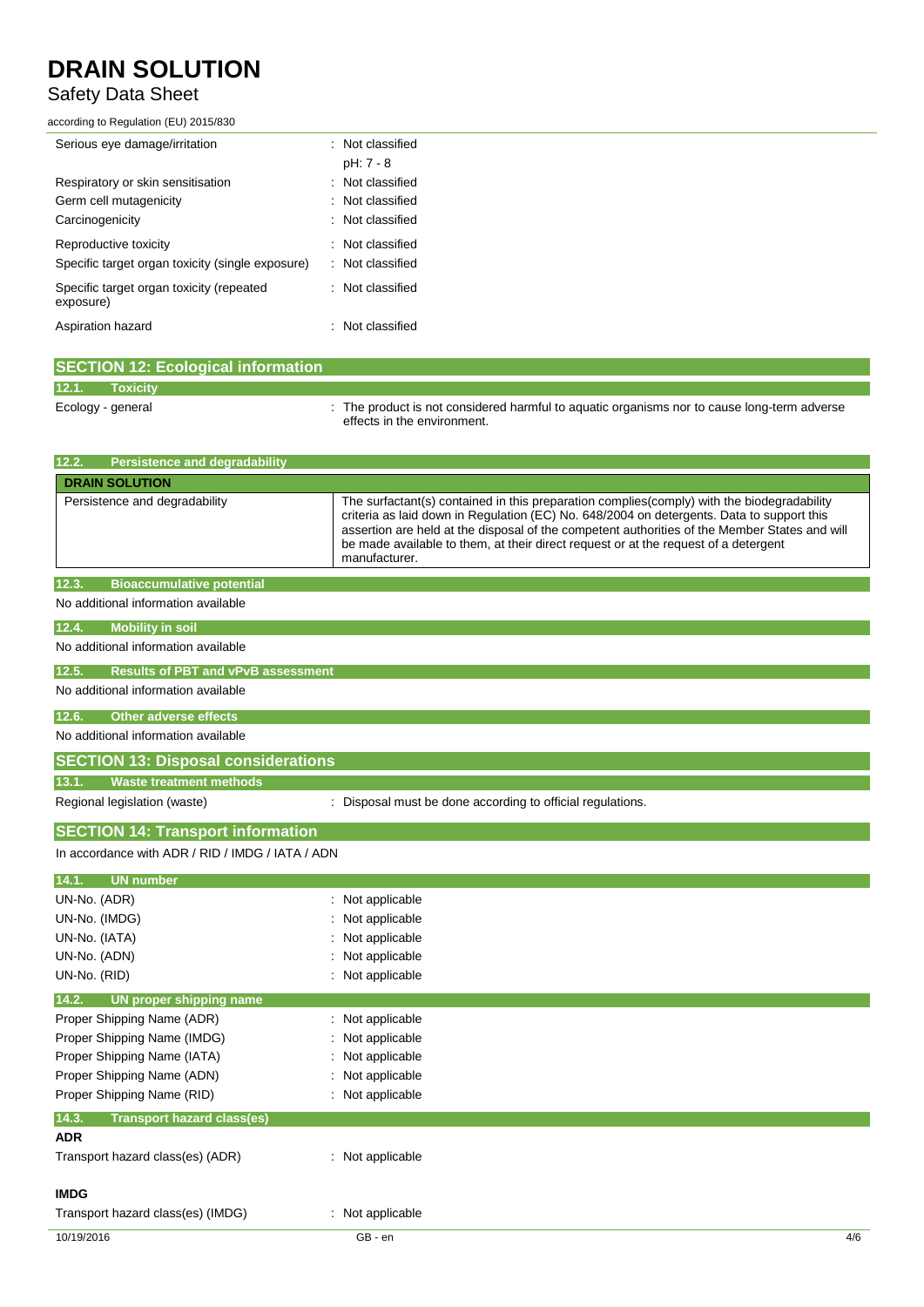| | |
|---|---|
| Serious eye damage/irritation | : Not classified |
| | pH: 7 - 8 |
| Respiratory or skin sensitisation | : Not classified |
| Germ cell mutagenicity | : Not classified |
| Carcinogenicity | : Not classified |
| Reproductive toxicity | : Not classified |
| Specific target organ toxicity (single exposure) | : Not classified |
| Specific target organ toxicity (repeated exposure) | : Not classified |
| Aspiration hazard | : Not classified |

## SECTION 12: Ecological information

### 12.1. Toxicity

| | |
|---|---|
| Ecology - general | : The product is not considered harmful to aquatic organisms nor to cause long-term adverse effects in the environment. |

### 12.2. Persistence and degradability

| DRAIN SOLUTION | |
|---|---|
| Persistence and degradability | The surfactant(s) contained in this preparation complies(comply) with the biodegradability criteria as laid down in Regulation (EC) No. 648/2004 on detergents. Data to support this assertion are held at the disposal of the competent authorities of the Member States and will be made available to them, at their direct request or at the request of a detergent manufacturer. |

### 12.3. Bioaccumulative potential

No additional information available

### 12.4. Mobility in soil

No additional information available

### 12.5. Results of PBT and vPvB assessment

No additional information available

### 12.6. Other adverse effects

No additional information available

## SECTION 13: Disposal considerations

### 13.1. Waste treatment methods

| | |
|---|---|
| Regional legislation (waste) | : Disposal must be done according to official regulations. |

## SECTION 14: Transport information

In accordance with ADR / RID / IMDG / IATA / ADN

### 14.1. UN number

| | |
|---|---|
| UN-No. (ADR) | : Not applicable |
| UN-No. (IMDG) | : Not applicable |
| UN-No. (IATA) | : Not applicable |
| UN-No. (ADN) | : Not applicable |
| UN-No. (RID) | : Not applicable |

### 14.2. UN proper shipping name

| | |
|---|---|
| Proper Shipping Name (ADR) | : Not applicable |
| Proper Shipping Name (IMDG) | : Not applicable |
| Proper Shipping Name (IATA) | : Not applicable |
| Proper Shipping Name (ADN) | : Not applicable |
| Proper Shipping Name (RID) | : Not applicable |

### 14.3. Transport hazard class(es)

**ADR**

| | |
|---|---|
| Transport hazard class(es) (ADR) | : Not applicable |

**IMDG**

| | |
|---|---|
| Transport hazard class(es) (IMDG) | : Not applicable |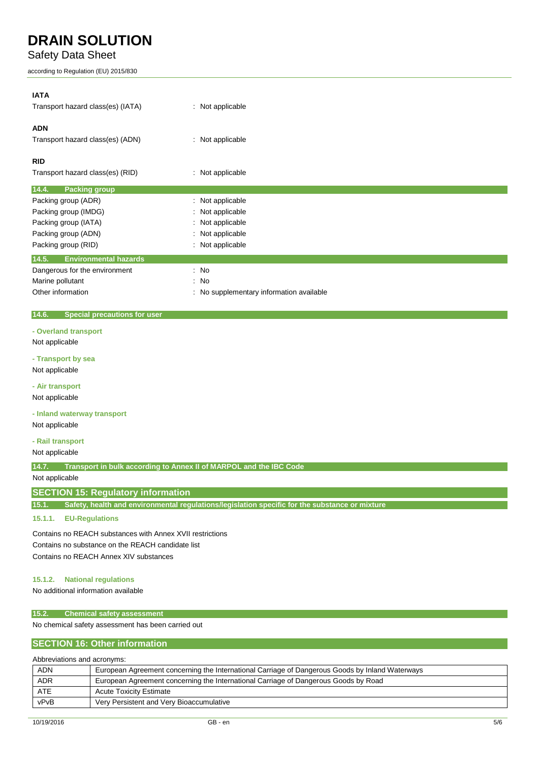#### IATA

Transport hazard class(es) (IATA) : Not applicable

#### ADN

Transport hazard class(es) (ADN) : Not applicable

#### RID

Transport hazard class(es) (RID) : Not applicable

### 14.4. Packing group

Packing group (ADR) : Not applicable

Packing group (IMDG) : Not applicable

Packing group (IATA) : Not applicable

Packing group (ADN) : Not applicable

Packing group (RID) : Not applicable

### 14.5. Environmental hazards

Dangerous for the environment : No

Marine pollutant : No

Other information : No supplementary information available

### 14.6. Special precautions for user

**- Overland transport**

Not applicable

**- Transport by sea**

Not applicable

**- Air transport**

Not applicable

**- Inland waterway transport**

Not applicable

**- Rail transport**

Not applicable

### 14.7. Transport in bulk according to Annex II of MARPOL and the IBC Code

Not applicable

## SECTION 15: Regulatory information

### 15.1. Safety, health and environmental regulations/legislation specific for the substance or mixture

#### 15.1.1. EU-Regulations

Contains no REACH substances with Annex XVII restrictions

Contains no substance on the REACH candidate list

Contains no REACH Annex XIV substances

#### 15.1.2. National regulations

No additional information available

### 15.2. Chemical safety assessment

No chemical safety assessment has been carried out

## SECTION 16: Other information

Abbreviations and acronyms:

| | |
|---|---|
| ADN | European Agreement concerning the International Carriage of Dangerous Goods by Inland Waterways |
| ADR | European Agreement concerning the International Carriage of Dangerous Goods by Road |
| ATE | Acute Toxicity Estimate |
| vPvB | Very Persistent and Very Bioaccumulative |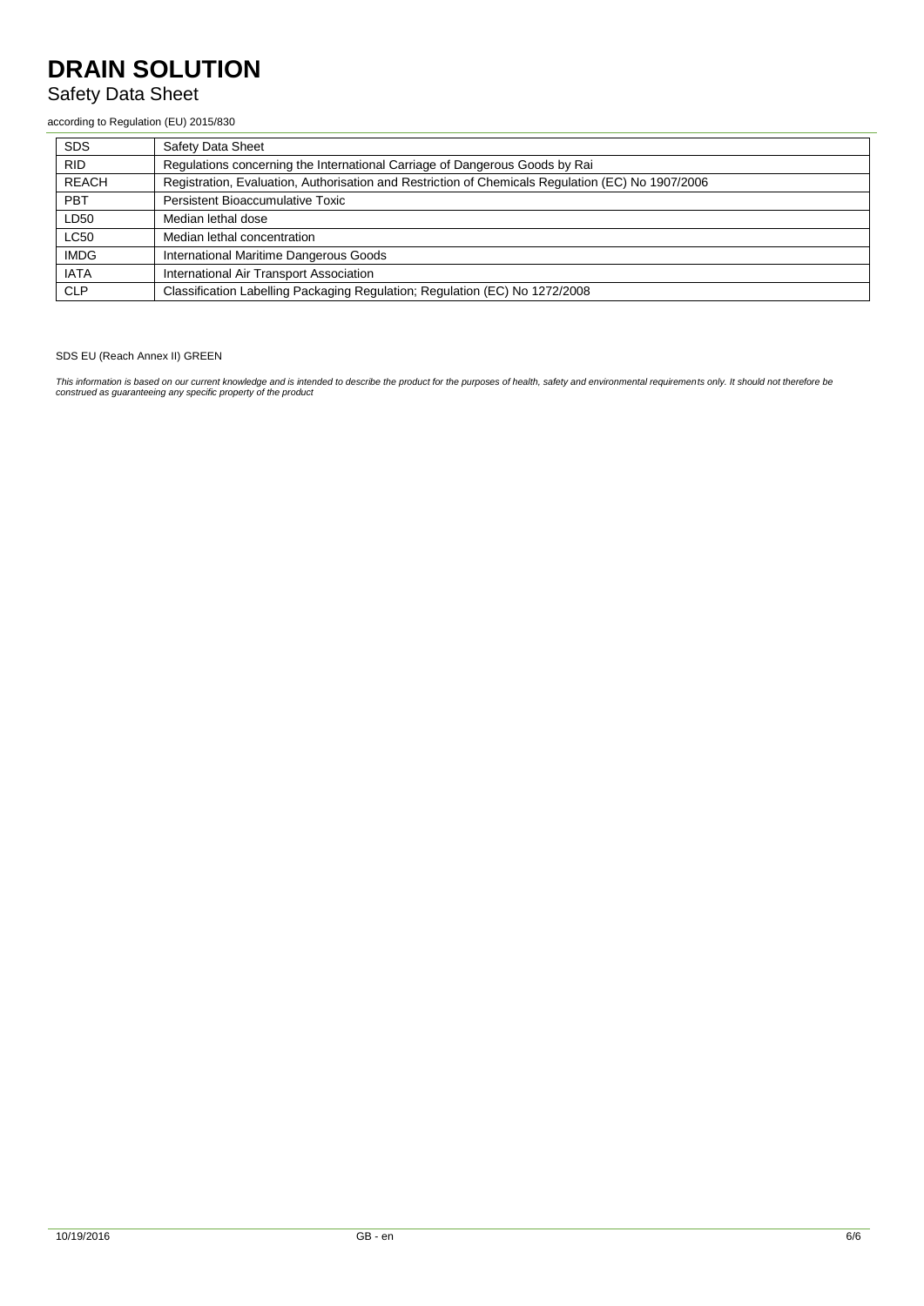| | |
|---|---|
| SDS | Safety Data Sheet |
| RID | Regulations concerning the International Carriage of Dangerous Goods by Rai |
| REACH | Registration, Evaluation, Authorisation and Restriction of Chemicals Regulation (EC) No 1907/2006 |
| PBT | Persistent Bioaccumulative Toxic |
| LD50 | Median lethal dose |
| LC50 | Median lethal concentration |
| IMDG | International Maritime Dangerous Goods |
| IATA | International Air Transport Association |
| CLP | Classification Labelling Packaging Regulation; Regulation (EC) No 1272/2008 |

SDS EU (Reach Annex II) GREEN

*This information is based on our current knowledge and is intended to describe the product for the purposes of health, safety and environmental requirements only. It should not therefore be construed as guaranteeing any specific property of the product*